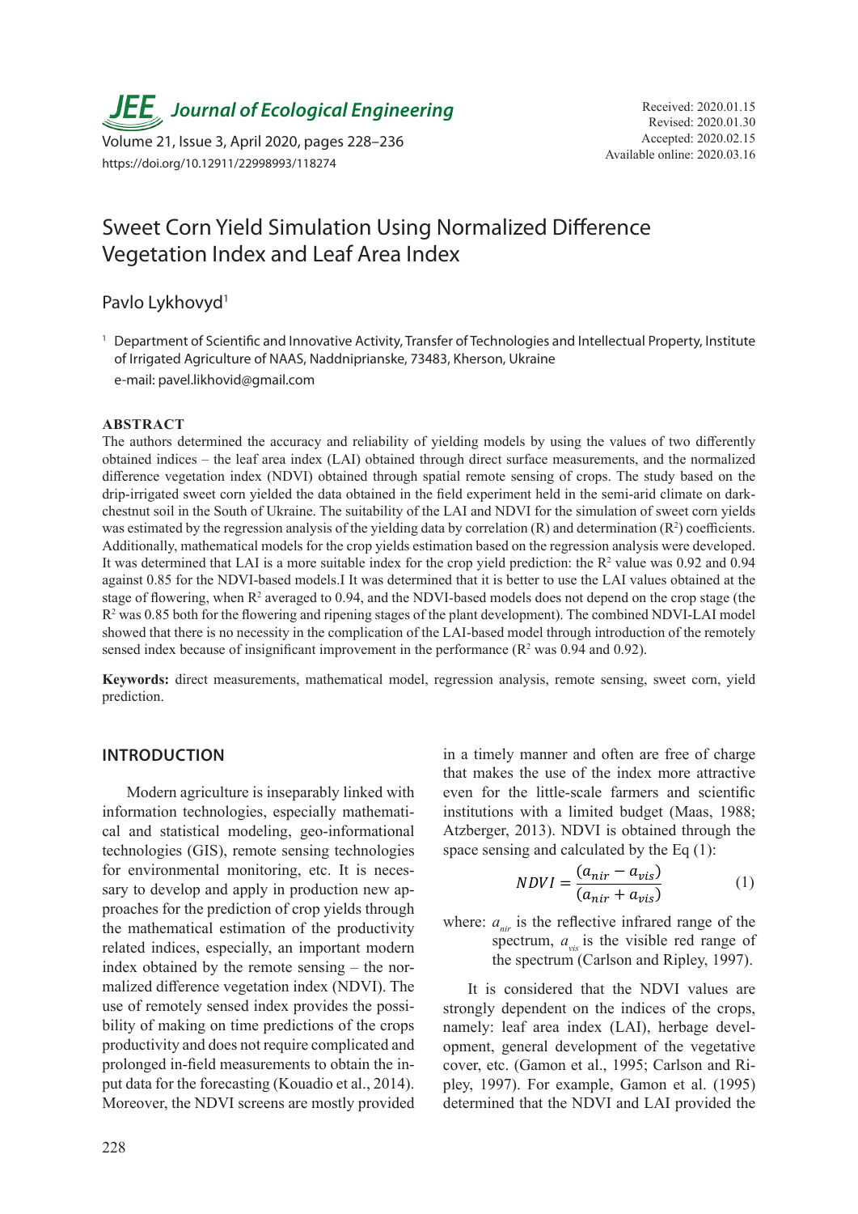# Sweet Corn Yield Simulation Using Normalized Difference Vegetation Index and Leaf Area Index

Pavlo Lykhovyd[1]

[1] Department of Scientific and Innovative Activity, Transfer of Technologies and Intellectual Property, Institute of Irrigated Agriculture of NAAS, Naddniprianske, 73483, Kherson, Ukraine

e-mail: pavel.likhovid@gmail.com

Received: 2020.01.15
Revised: 2020.01.30
Accepted: 2020.02.15
Available online: 2020.03.16

https://doi.org/10.12911/22998993/118274

### ABSTRACT

The authors determined the accuracy and reliability of yielding models by using the values of two differently obtained indices – the leaf area index (LAI) obtained through direct surface measurements, and the normalized difference vegetation index (NDVI) obtained through spatial remote sensing of crops. The study based on the drip-irrigated sweet corn yielded the data obtained in the field experiment held in the semi-arid climate on dark-chestnut soil in the South of Ukraine. The suitability of the LAI and NDVI for the simulation of sweet corn yields was estimated by the regression analysis of the yielding data by correlation (R) and determination ($R^2$) coefficients. Additionally, mathematical models for the crop yields estimation based on the regression analysis were developed. It was determined that LAI is a more suitable index for the crop yield prediction: the $R^2$ value was 0.92 and 0.94 against 0.85 for the NDVI-based models.I It was determined that it is better to use the LAI values obtained at the stage of flowering, when $R^2$ averaged to 0.94, and the NDVI-based models does not depend on the crop stage (the $R^2$ was 0.85 both for the flowering and ripening stages of the plant development). The combined NDVI-LAI model showed that there is no necessity in the complication of the LAI-based model through introduction of the remotely sensed index because of insignificant improvement in the performance ($R^2$ was 0.94 and 0.92).

**Keywords:** direct measurements, mathematical model, regression analysis, remote sensing, sweet corn, yield prediction.

## INTRODUCTION

Modern agriculture is inseparably linked with information technologies, especially mathematical and statistical modeling, geo-informational technologies (GIS), remote sensing technologies for environmental monitoring, etc. It is necessary to develop and apply in production new approaches for the prediction of crop yields through the mathematical estimation of the productivity related indices, especially, an important modern index obtained by the remote sensing – the normalized difference vegetation index (NDVI). The use of remotely sensed index provides the possibility of making on time predictions of the crops productivity and does not require complicated and prolonged in-field measurements to obtain the input data for the forecasting (Kouadio et al., 2014). Moreover, the NDVI screens are mostly provided in a timely manner and often are free of charge that makes the use of the index more attractive even for the little-scale farmers and scientific institutions with a limited budget (Maas, 1988; Atzberger, 2013). NDVI is obtained through the space sensing and calculated by the Eq (1):

$$NDVI = \frac{(a_{nir} - a_{vis})}{(a_{nir} + a_{vis})} \tag{1}$$

where: $a_{nir}$ is the reflective infrared range of the spectrum, $a_{vis}$ is the visible red range of the spectrum (Carlson and Ripley, 1997).

It is considered that the NDVI values are strongly dependent on the indices of the crops, namely: leaf area index (LAI), herbage development, general development of the vegetative cover, etc. (Gamon et al., 1995; Carlson and Ripley, 1997). For example, Gamon et al. (1995) determined that the NDVI and LAI provided the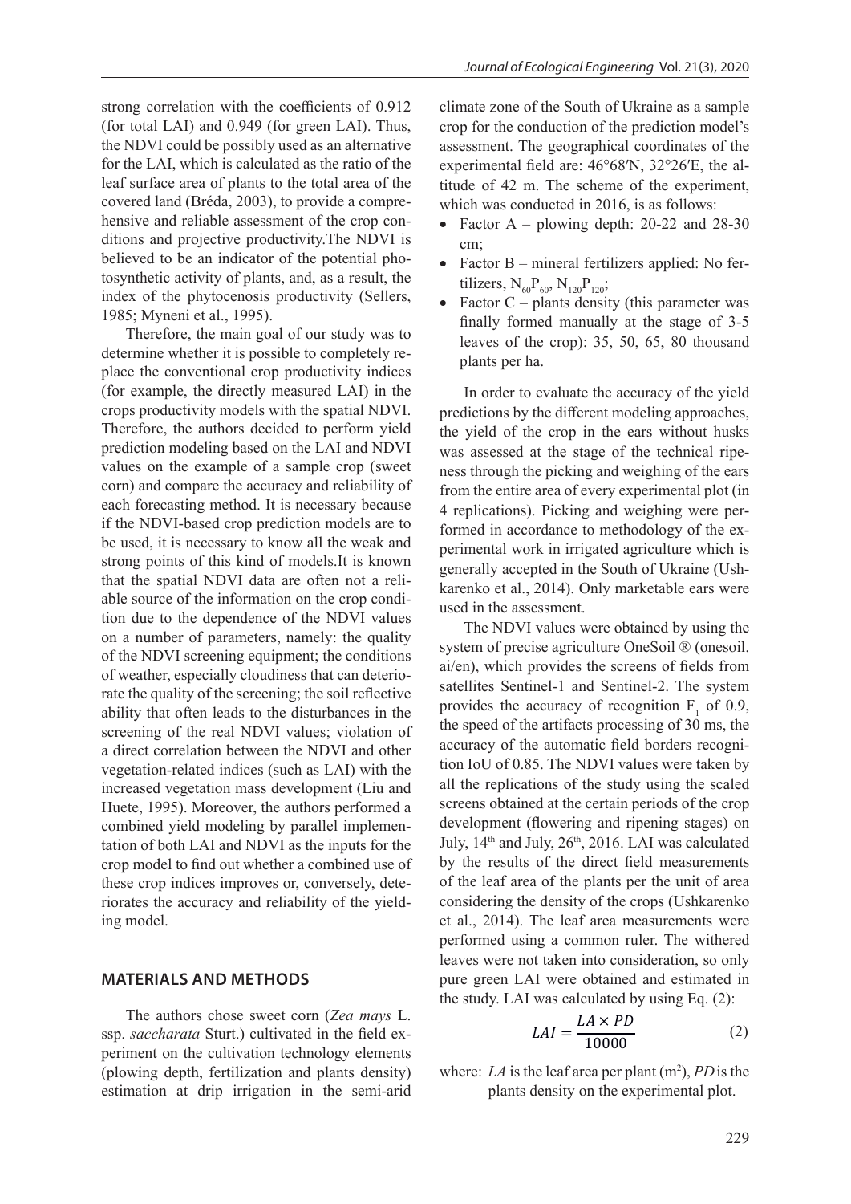strong correlation with the coefficients of 0.912 (for total LAI) and 0.949 (for green LAI). Thus, the NDVI could be possibly used as an alternative for the LAI, which is calculated as the ratio of the leaf surface area of plants to the total area of the covered land (Bréda, 2003), to provide a comprehensive and reliable assessment of the crop conditions and projective productivity.The NDVI is believed to be an indicator of the potential photosynthetic activity of plants, and, as a result, the index of the phytocenosis productivity (Sellers, 1985; Myneni et al., 1995).

Therefore, the main goal of our study was to determine whether it is possible to completely replace the conventional crop productivity indices (for example, the directly measured LAI) in the crops productivity models with the spatial NDVI. Therefore, the authors decided to perform yield prediction modeling based on the LAI and NDVI values on the example of a sample crop (sweet corn) and compare the accuracy and reliability of each forecasting method. It is necessary because if the NDVI-based crop prediction models are to be used, it is necessary to know all the weak and strong points of this kind of models.It is known that the spatial NDVI data are often not a reliable source of the information on the crop condition due to the dependence of the NDVI values on a number of parameters, namely: the quality of the NDVI screening equipment; the conditions of weather, especially cloudiness that can deteriorate the quality of the screening; the soil reflective ability that often leads to the disturbances in the screening of the real NDVI values; violation of a direct correlation between the NDVI and other vegetation-related indices (such as LAI) with the increased vegetation mass development (Liu and Huete, 1995). Moreover, the authors performed a combined yield modeling by parallel implementation of both LAI and NDVI as the inputs for the crop model to find out whether a combined use of these crop indices improves or, conversely, deteriorates the accuracy and reliability of the yielding model.

## MATERIALS AND METHODS

The authors chose sweet corn (*Zea mays* L. ssp. *saccharata* Sturt.) cultivated in the field experiment on the cultivation technology elements (plowing depth, fertilization and plants density) estimation at drip irrigation in the semi-arid climate zone of the South of Ukraine as a sample crop for the conduction of the prediction model's assessment. The geographical coordinates of the experimental field are: 46°68′N, 32°26′E, the altitude of 42 m. The scheme of the experiment, which was conducted in 2016, is as follows:

- Factor A – plowing depth: 20-22 and 28-30 cm;
- Factor B – mineral fertilizers applied: No fertilizers, $N_{60}P_{60}$, $N_{120}P_{120}$;
- Factor C – plants density (this parameter was finally formed manually at the stage of 3-5 leaves of the crop): 35, 50, 65, 80 thousand plants per ha.

In order to evaluate the accuracy of the yield predictions by the different modeling approaches, the yield of the crop in the ears without husks was assessed at the stage of the technical ripeness through the picking and weighing of the ears from the entire area of every experimental plot (in 4 replications). Picking and weighing were performed in accordance to methodology of the experimental work in irrigated agriculture which is generally accepted in the South of Ukraine (Ushkarenko et al., 2014). Only marketable ears were used in the assessment.

The NDVI values were obtained by using the system of precise agriculture OneSoil ® (onesoil.ai/en), which provides the screens of fields from satellites Sentinel-1 and Sentinel-2. The system provides the accuracy of recognition $F_1$ of 0.9, the speed of the artifacts processing of 30 ms, the accuracy of the automatic field borders recognition IoU of 0.85. The NDVI values were taken by all the replications of the study using the scaled screens obtained at the certain periods of the crop development (flowering and ripening stages) on July, 14th and July, 26th, 2016. LAI was calculated by the results of the direct field measurements of the leaf area of the plants per the unit of area considering the density of the crops (Ushkarenko et al., 2014). The leaf area measurements were performed using a common ruler. The withered leaves were not taken into consideration, so only pure green LAI were obtained and estimated in the study. LAI was calculated by using Eq. (2):

$$LAI = \frac{LA \times PD}{10000} \tag{2}$$

where: $LA$ is the leaf area per plant (m$^2$), $PD$ is the plants density on the experimental plot.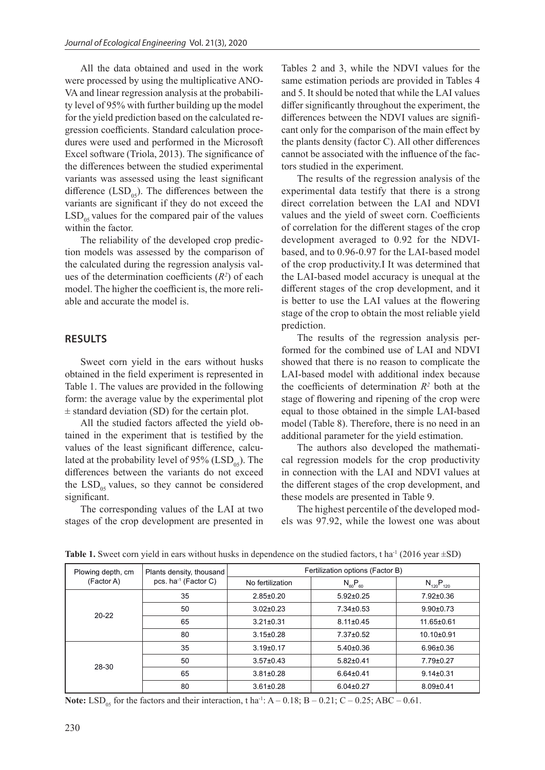All the data obtained and used in the work were processed by using the multiplicative ANOVA and linear regression analysis at the probability level of 95% with further building up the model for the yield prediction based on the calculated regression coefficients. Standard calculation procedures were used and performed in the Microsoft Excel software (Triola, 2013). The significance of the differences between the studied experimental variants was assessed using the least significant difference ($LSD_{05}$). The differences between the variants are significant if they do not exceed the $LSD_{05}$ values for the compared pair of the values within the factor.

The reliability of the developed crop prediction models was assessed by the comparison of the calculated during the regression analysis values of the determination coefficients ($R^2$) of each model. The higher the coefficient is, the more reliable and accurate the model is.

## RESULTS

Sweet corn yield in the ears without husks obtained in the field experiment is represented in Table 1. The values are provided in the following form: the average value by the experimental plot ± standard deviation (SD) for the certain plot.

All the studied factors affected the yield obtained in the experiment that is testified by the values of the least significant difference, calculated at the probability level of 95% ($LSD_{05}$). The differences between the variants do not exceed the $LSD_{05}$ values, so they cannot be considered significant.

The corresponding values of the LAI at two stages of the crop development are presented in Tables 2 and 3, while the NDVI values for the same estimation periods are provided in Tables 4 and 5. It should be noted that while the LAI values differ significantly throughout the experiment, the differences between the NDVI values are significant only for the comparison of the main effect by the plants density (factor C). All other differences cannot be associated with the influence of the factors studied in the experiment.

The results of the regression analysis of the experimental data testify that there is a strong direct correlation between the LAI and NDVI values and the yield of sweet corn. Coefficients of correlation for the different stages of the crop development averaged to 0.92 for the NDVI-based, and to 0.96-0.97 for the LAI-based model of the crop productivity.I It was determined that the LAI-based model accuracy is unequal at the different stages of the crop development, and it is better to use the LAI values at the flowering stage of the crop to obtain the most reliable yield prediction.

The results of the regression analysis performed for the combined use of LAI and NDVI showed that there is no reason to complicate the LAI-based model with additional index because the coefficients of determination $R^2$ both at the stage of flowering and ripening of the crop were equal to those obtained in the simple LAI-based model (Table 8). Therefore, there is no need in an additional parameter for the yield estimation.

The authors also developed the mathematical regression models for the crop productivity in connection with the LAI and NDVI values at the different stages of the crop development, and these models are presented in Table 9.

The highest percentile of the developed models was 97.92, while the lowest one was about

**Table 1.** Sweet corn yield in ears without husks in dependence on the studied factors, t ha$^{-1}$ (2016 year ±SD)

| Plowing depth, cm (Factor A) | Plants density, thousand pcs. ha$^{-1}$ (Factor C) | Fertilization options (Factor B) | | |
|---|---|---|---|---|
| | | No fertilization | $N_{60}P_{60}$ | $N_{120}P_{120}$ |
| 20-22 | 35 | 2.85±0.20 | 5.92±0.25 | 7.92±0.36 |
| | 50 | 3.02±0.23 | 7.34±0.53 | 9.90±0.73 |
| | 65 | 3.21±0.31 | 8.11±0.45 | 11.65±0.61 |
| | 80 | 3.15±0.28 | 7.37±0.52 | 10.10±0.91 |
| 28-30 | 35 | 3.19±0.17 | 5.40±0.36 | 6.96±0.36 |
| | 50 | 3.57±0.43 | 5.82±0.41 | 7.79±0.27 |
| | 65 | 3.81±0.28 | 6.64±0.41 | 9.14±0.31 |
| | 80 | 3.61±0.28 | 6.04±0.27 | 8.09±0.41 |

**Note:** $LSD_{05}$ for the factors and their interaction, t ha$^{-1}$: A – 0.18; B – 0.21; C – 0.25; ABC – 0.61.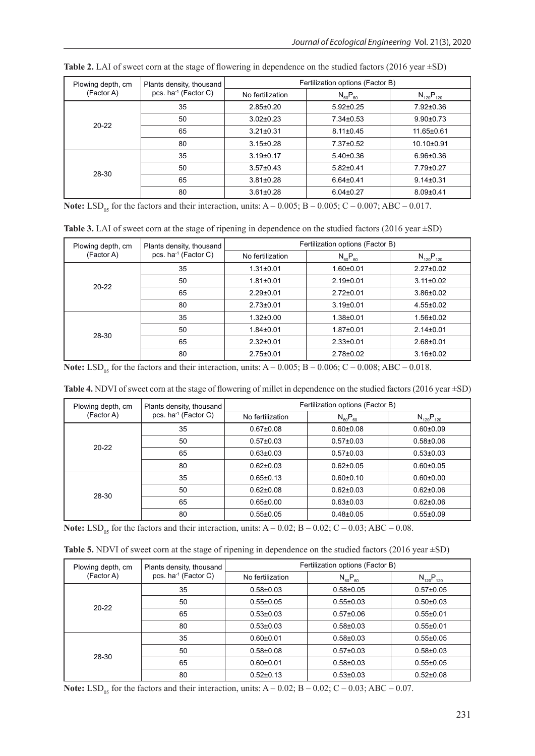**Table 2.** LAI of sweet corn at the stage of flowering in dependence on the studied factors (2016 year ±SD)

| Plowing depth, cm (Factor A) | Plants density, thousand pcs. $ha^{-1}$ (Factor C) | Fertilization options (Factor B) | | |
|---|---|---|---|---|
| | | No fertilization | $N_{60}P_{60}$ | $N_{120}P_{120}$ |
| 20-22 | 35 | 2.85±0.20 | 5.92±0.25 | 7.92±0.36 |
| | 50 | 3.02±0.23 | 7.34±0.53 | 9.90±0.73 |
| | 65 | 3.21±0.31 | 8.11±0.45 | 11.65±0.61 |
| | 80 | 3.15±0.28 | 7.37±0.52 | 10.10±0.91 |
| 28-30 | 35 | 3.19±0.17 | 5.40±0.36 | 6.96±0.36 |
| | 50 | 3.57±0.43 | 5.82±0.41 | 7.79±0.27 |
| | 65 | 3.81±0.28 | 6.64±0.41 | 9.14±0.31 |
| | 80 | 3.61±0.28 | 6.04±0.27 | 8.09±0.41 |

**Note:** $LSD_{05}$ for the factors and their interaction, units: A – 0.005; B – 0.005; C – 0.007; ABC – 0.017.

**Table 3.** LAI of sweet corn at the stage of ripening in dependence on the studied factors (2016 year ±SD)

| Plowing depth, cm (Factor A) | Plants density, thousand pcs. $ha^{-1}$ (Factor C) | Fertilization options (Factor B) | | |
|---|---|---|---|---|
| | | No fertilization | $N_{60}P_{60}$ | $N_{120}P_{120}$ |
| 20-22 | 35 | 1.31±0.01 | 1.60±0.01 | 2.27±0.02 |
| | 50 | 1.81±0.01 | 2.19±0.01 | 3.11±0.02 |
| | 65 | 2.29±0.01 | 2.72±0.01 | 3.86±0.02 |
| | 80 | 2.73±0.01 | 3.19±0.01 | 4.55±0.02 |
| 28-30 | 35 | 1.32±0.00 | 1.38±0.01 | 1.56±0.02 |
| | 50 | 1.84±0.01 | 1.87±0.01 | 2.14±0.01 |
| | 65 | 2.32±0.01 | 2.33±0.01 | 2.68±0.01 |
| | 80 | 2.75±0.01 | 2.78±0.02 | 3.16±0.02 |

**Note:** $LSD_{05}$ for the factors and their interaction, units: A – 0.005; B – 0.006; C – 0.008; ABC – 0.018.

**Table 4.** NDVI of sweet corn at the stage of flowering of millet in dependence on the studied factors (2016 year ±SD)

| Plowing depth, cm (Factor A) | Plants density, thousand pcs. $ha^{-1}$ (Factor C) | Fertilization options (Factor B) | | |
|---|---|---|---|---|
| | | No fertilization | $N_{60}P_{60}$ | $N_{120}P_{120}$ |
| 20-22 | 35 | 0.67±0.08 | 0.60±0.08 | 0.60±0.09 |
| | 50 | 0.57±0.03 | 0.57±0.03 | 0.58±0.06 |
| | 65 | 0.63±0.03 | 0.57±0.03 | 0.53±0.03 |
| | 80 | 0.62±0.03 | 0.62±0.05 | 0.60±0.05 |
| 28-30 | 35 | 0.65±0.13 | 0.60±0.10 | 0.60±0.00 |
| | 50 | 0.62±0.08 | 0.62±0.03 | 0.62±0.06 |
| | 65 | 0.65±0.00 | 0.63±0.03 | 0.62±0.06 |
| | 80 | 0.55±0.05 | 0.48±0.05 | 0.55±0.09 |

**Note:** $LSD_{05}$ for the factors and their interaction, units: A – 0.02; B – 0.02; C – 0.03; ABC – 0.08.

**Table 5.** NDVI of sweet corn at the stage of ripening in dependence on the studied factors (2016 year ±SD)

| Plowing depth, cm (Factor A) | Plants density, thousand pcs. $ha^{-1}$ (Factor C) | Fertilization options (Factor B) | | |
|---|---|---|---|---|
| | | No fertilization | $N_{60}P_{60}$ | $N_{120}P_{120}$ |
| 20-22 | 35 | 0.58±0.03 | 0.58±0.05 | 0.57±0.05 |
| | 50 | 0.55±0.05 | 0.55±0.03 | 0.50±0.03 |
| | 65 | 0.53±0.03 | 0.57±0.06 | 0.55±0.01 |
| | 80 | 0.53±0.03 | 0.58±0.03 | 0.55±0.01 |
| 28-30 | 35 | 0.60±0.01 | 0.58±0.03 | 0.55±0.05 |
| | 50 | 0.58±0.08 | 0.57±0.03 | 0.58±0.03 |
| | 65 | 0.60±0.01 | 0.58±0.03 | 0.55±0.05 |
| | 80 | 0.52±0.13 | 0.53±0.03 | 0.52±0.08 |

**Note:** $LSD_{05}$ for the factors and their interaction, units: A – 0.02; B – 0.02; C – 0.03; ABC – 0.07.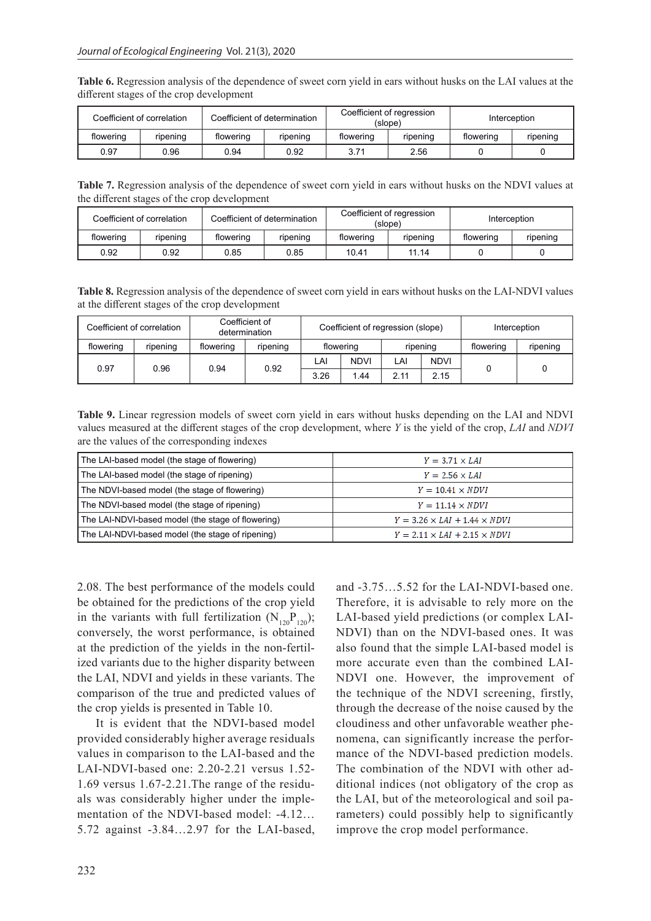**Table 6.** Regression analysis of the dependence of sweet corn yield in ears without husks on the LAI values at the different stages of the crop development

| Coefficient of correlation | | Coefficient of determination | | Coefficient of regression (slope) | | Interception | |
|---|---|---|---|---|---|---|---|
| flowering | ripening | flowering | ripening | flowering | ripening | flowering | ripening |
| 0.97 | 0.96 | 0.94 | 0.92 | 3.71 | 2.56 | 0 | 0 |

**Table 7.** Regression analysis of the dependence of sweet corn yield in ears without husks on the NDVI values at the different stages of the crop development

| Coefficient of correlation | | Coefficient of determination | | Coefficient of regression (slope) | | Interception | |
|---|---|---|---|---|---|---|---|
| flowering | ripening | flowering | ripening | flowering | ripening | flowering | ripening |
| 0.92 | 0.92 | 0.85 | 0.85 | 10.41 | 11.14 | 0 | 0 |

**Table 8.** Regression analysis of the dependence of sweet corn yield in ears without husks on the LAI-NDVI values at the different stages of the crop development

| Coefficient of correlation | | Coefficient of determination | | Coefficient of regression (slope) | | | | Interception | |
|---|---|---|---|---|---|---|---|---|---|
| flowering | ripening | flowering | ripening | flowering | | ripening | | flowering | ripening |
| | | | | LAI | NDVI | LAI | NDVI | | |
| 0.97 | 0.96 | 0.94 | 0.92 | 3.26 | 1.44 | 2.11 | 2.15 | 0 | 0 |

**Table 9.** Linear regression models of sweet corn yield in ears without husks depending on the LAI and NDVI values measured at the different stages of the crop development, where *Y* is the yield of the crop, *LAI* and *NDVI* are the values of the corresponding indexes

| Model | Equation |
|---|---|
| The LAI-based model (the stage of flowering) | $Y = 3.71 \times LAI$ |
| The LAI-based model (the stage of ripening) | $Y = 2.56 \times LAI$ |
| The NDVI-based model (the stage of flowering) | $Y = 10.41 \times NDVI$ |
| The NDVI-based model (the stage of ripening) | $Y = 11.14 \times NDVI$ |
| The LAI-NDVI-based model (the stage of flowering) | $Y = 3.26 \times LAI + 1.44 \times NDVI$ |
| The LAI-NDVI-based model (the stage of ripening) | $Y = 2.11 \times LAI + 2.15 \times NDVI$ |

2.08. The best performance of the models could be obtained for the predictions of the crop yield in the variants with full fertilization ($N_{120}P_{120}$); conversely, the worst performance, is obtained at the prediction of the yields in the non-fertilized variants due to the higher disparity between the LAI, NDVI and yields in these variants. The comparison of the true and predicted values of the crop yields is presented in Table 10.

It is evident that the NDVI-based model provided considerably higher average residuals values in comparison to the LAI-based and the LAI-NDVI-based one: 2.20-2.21 versus 1.52-1.69 versus 1.67-2.21.The range of the residuals was considerably higher under the implementation of the NDVI-based model: -4.12…5.72 against -3.84…2.97 for the LAI-based, and -3.75…5.52 for the LAI-NDVI-based one. Therefore, it is advisable to rely more on the LAI-based yield predictions (or complex LAI-NDVI) than on the NDVI-based ones. It was also found that the simple LAI-based model is more accurate even than the combined LAI-NDVI one. However, the improvement of the technique of the NDVI screening, firstly, through the decrease of the noise caused by the cloudiness and other unfavorable weather phenomena, can significantly increase the performance of the NDVI-based prediction models. The combination of the NDVI with other additional indices (not obligatory of the crop as the LAI, but of the meteorological and soil parameters) could possibly help to significantly improve the crop model performance.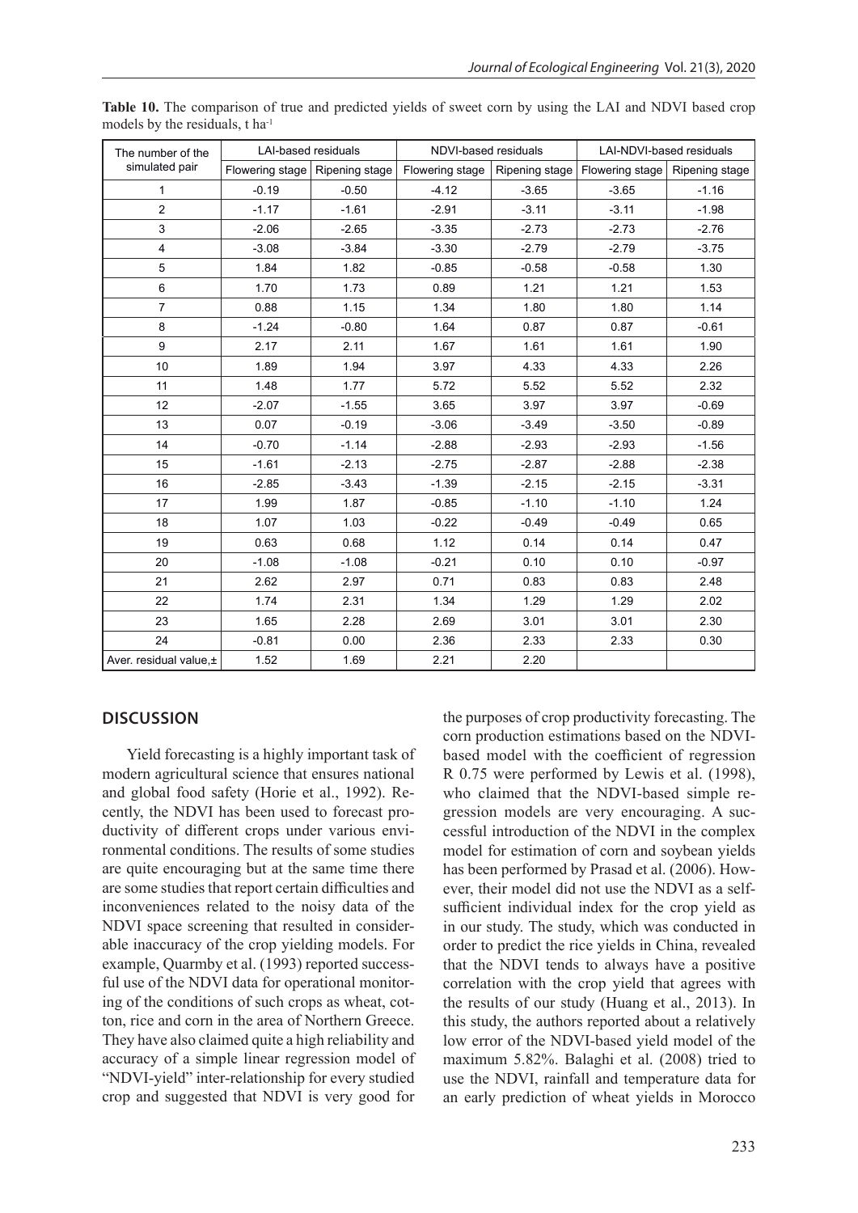**Table 10.** The comparison of true and predicted yields of sweet corn by using the LAI and NDVI based crop models by the residuals, t ha$^{-1}$

| The number of the simulated pair | LAI-based residuals | | NDVI-based residuals | | LAI-NDVI-based residuals | |
|---|---|---|---|---|---|---|
| | Flowering stage | Ripening stage | Flowering stage | Ripening stage | Flowering stage | Ripening stage |
| 1 | -0.19 | -0.50 | -4.12 | -3.65 | -3.65 | -1.16 |
| 2 | -1.17 | -1.61 | -2.91 | -3.11 | -3.11 | -1.98 |
| 3 | -2.06 | -2.65 | -3.35 | -2.73 | -2.73 | -2.76 |
| 4 | -3.08 | -3.84 | -3.30 | -2.79 | -2.79 | -3.75 |
| 5 | 1.84 | 1.82 | -0.85 | -0.58 | -0.58 | 1.30 |
| 6 | 1.70 | 1.73 | 0.89 | 1.21 | 1.21 | 1.53 |
| 7 | 0.88 | 1.15 | 1.34 | 1.80 | 1.80 | 1.14 |
| 8 | -1.24 | -0.80 | 1.64 | 0.87 | 0.87 | -0.61 |
| 9 | 2.17 | 2.11 | 1.67 | 1.61 | 1.61 | 1.90 |
| 10 | 1.89 | 1.94 | 3.97 | 4.33 | 4.33 | 2.26 |
| 11 | 1.48 | 1.77 | 5.72 | 5.52 | 5.52 | 2.32 |
| 12 | -2.07 | -1.55 | 3.65 | 3.97 | 3.97 | -0.69 |
| 13 | 0.07 | -0.19 | -3.06 | -3.49 | -3.50 | -0.89 |
| 14 | -0.70 | -1.14 | -2.88 | -2.93 | -2.93 | -1.56 |
| 15 | -1.61 | -2.13 | -2.75 | -2.87 | -2.88 | -2.38 |
| 16 | -2.85 | -3.43 | -1.39 | -2.15 | -2.15 | -3.31 |
| 17 | 1.99 | 1.87 | -0.85 | -1.10 | -1.10 | 1.24 |
| 18 | 1.07 | 1.03 | -0.22 | -0.49 | -0.49 | 0.65 |
| 19 | 0.63 | 0.68 | 1.12 | 0.14 | 0.14 | 0.47 |
| 20 | -1.08 | -1.08 | -0.21 | 0.10 | 0.10 | -0.97 |
| 21 | 2.62 | 2.97 | 0.71 | 0.83 | 0.83 | 2.48 |
| 22 | 1.74 | 2.31 | 1.34 | 1.29 | 1.29 | 2.02 |
| 23 | 1.65 | 2.28 | 2.69 | 3.01 | 3.01 | 2.30 |
| 24 | -0.81 | 0.00 | 2.36 | 2.33 | 2.33 | 0.30 |
| Aver. residual value,± | 1.52 | 1.69 | 2.21 | 2.20 | | |

## DISCUSSION

Yield forecasting is a highly important task of modern agricultural science that ensures national and global food safety (Horie et al., 1992). Recently, the NDVI has been used to forecast productivity of different crops under various environmental conditions. The results of some studies are quite encouraging but at the same time there are some studies that report certain difficulties and inconveniences related to the noisy data of the NDVI space screening that resulted in considerable inaccuracy of the crop yielding models. For example, Quarmby et al. (1993) reported successful use of the NDVI data for operational monitoring of the conditions of such crops as wheat, cotton, rice and corn in the area of Northern Greece. They have also claimed quite a high reliability and accuracy of a simple linear regression model of "NDVI-yield" inter-relationship for every studied crop and suggested that NDVI is very good for the purposes of crop productivity forecasting. The corn production estimations based on the NDVI-based model with the coefficient of regression R 0.75 were performed by Lewis et al. (1998), who claimed that the NDVI-based simple regression models are very encouraging. A successful introduction of the NDVI in the complex model for estimation of corn and soybean yields has been performed by Prasad et al. (2006). However, their model did not use the NDVI as a self-sufficient individual index for the crop yield as in our study. The study, which was conducted in order to predict the rice yields in China, revealed that the NDVI tends to always have a positive correlation with the crop yield that agrees with the results of our study (Huang et al., 2013). In this study, the authors reported about a relatively low error of the NDVI-based yield model of the maximum 5.82%. Balaghi et al. (2008) tried to use the NDVI, rainfall and temperature data for an early prediction of wheat yields in Morocco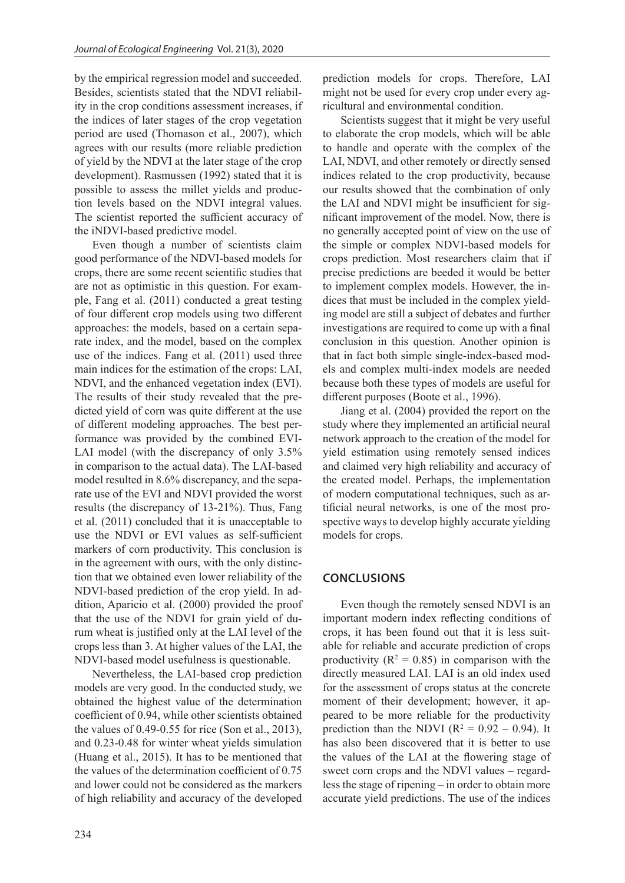by the empirical regression model and succeeded. Besides, scientists stated that the NDVI reliability in the crop conditions assessment increases, if the indices of later stages of the crop vegetation period are used (Thomason et al., 2007), which agrees with our results (more reliable prediction of yield by the NDVI at the later stage of the crop development). Rasmussen (1992) stated that it is possible to assess the millet yields and production levels based on the NDVI integral values. The scientist reported the sufficient accuracy of the iNDVI-based predictive model.

Even though a number of scientists claim good performance of the NDVI-based models for crops, there are some recent scientific studies that are not as optimistic in this question. For example, Fang et al. (2011) conducted a great testing of four different crop models using two different approaches: the models, based on a certain separate index, and the model, based on the complex use of the indices. Fang et al. (2011) used three main indices for the estimation of the crops: LAI, NDVI, and the enhanced vegetation index (EVI). The results of their study revealed that the predicted yield of corn was quite different at the use of different modeling approaches. The best performance was provided by the combined EVI-LAI model (with the discrepancy of only 3.5% in comparison to the actual data). The LAI-based model resulted in 8.6% discrepancy, and the separate use of the EVI and NDVI provided the worst results (the discrepancy of 13-21%). Thus, Fang et al. (2011) concluded that it is unacceptable to use the NDVI or EVI values as self-sufficient markers of corn productivity. This conclusion is in the agreement with ours, with the only distinction that we obtained even lower reliability of the NDVI-based prediction of the crop yield. In addition, Aparicio et al. (2000) provided the proof that the use of the NDVI for grain yield of durum wheat is justified only at the LAI level of the crops less than 3. At higher values of the LAI, the NDVI-based model usefulness is questionable.

Nevertheless, the LAI-based crop prediction models are very good. In the conducted study, we obtained the highest value of the determination coefficient of 0.94, while other scientists obtained the values of 0.49-0.55 for rice (Son et al., 2013), and 0.23-0.48 for winter wheat yields simulation (Huang et al., 2015). It has to be mentioned that the values of the determination coefficient of 0.75 and lower could not be considered as the markers of high reliability and accuracy of the developed prediction models for crops. Therefore, LAI might not be used for every crop under every agricultural and environmental condition.

Scientists suggest that it might be very useful to elaborate the crop models, which will be able to handle and operate with the complex of the LAI, NDVI, and other remotely or directly sensed indices related to the crop productivity, because our results showed that the combination of only the LAI and NDVI might be insufficient for significant improvement of the model. Now, there is no generally accepted point of view on the use of the simple or complex NDVI-based models for crops prediction. Most researchers claim that if precise predictions are beeded it would be better to implement complex models. However, the indices that must be included in the complex yielding model are still a subject of debates and further investigations are required to come up with a final conclusion in this question. Another opinion is that in fact both simple single-index-based models and complex multi-index models are needed because both these types of models are useful for different purposes (Boote et al., 1996).

Jiang et al. (2004) provided the report on the study where they implemented an artificial neural network approach to the creation of the model for yield estimation using remotely sensed indices and claimed very high reliability and accuracy of the created model. Perhaps, the implementation of modern computational techniques, such as artificial neural networks, is one of the most prospective ways to develop highly accurate yielding models for crops.

## CONCLUSIONS

Even though the remotely sensed NDVI is an important modern index reflecting conditions of crops, it has been found out that it is less suitable for reliable and accurate prediction of crops productivity ($R^2 = 0.85$) in comparison with the directly measured LAI. LAI is an old index used for the assessment of crops status at the concrete moment of their development; however, it appeared to be more reliable for the productivity prediction than the NDVI ($R^2 = 0.92 - 0.94$). It has also been discovered that it is better to use the values of the LAI at the flowering stage of sweet corn crops and the NDVI values – regardless the stage of ripening – in order to obtain more accurate yield predictions. The use of the indices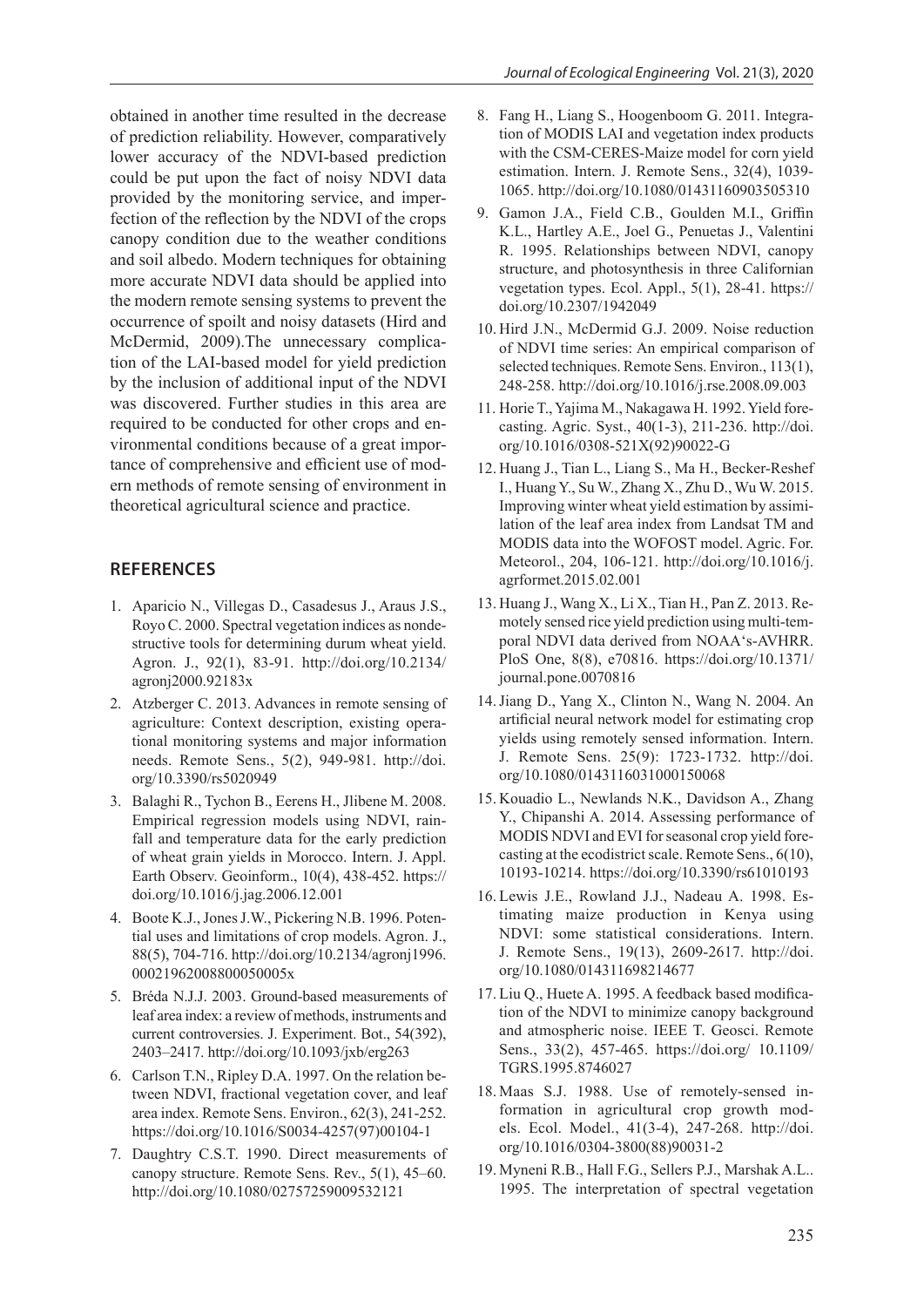obtained in another time resulted in the decrease of prediction reliability. However, comparatively lower accuracy of the NDVI-based prediction could be put upon the fact of noisy NDVI data provided by the monitoring service, and imperfection of the reflection by the NDVI of the crops canopy condition due to the weather conditions and soil albedo. Modern techniques for obtaining more accurate NDVI data should be applied into the modern remote sensing systems to prevent the occurrence of spoilt and noisy datasets (Hird and McDermid, 2009).The unnecessary complication of the LAI-based model for yield prediction by the inclusion of additional input of the NDVI was discovered. Further studies in this area are required to be conducted for other crops and environmental conditions because of a great importance of comprehensive and efficient use of modern methods of remote sensing of environment in theoretical agricultural science and practice.

## REFERENCES

1. Aparicio N., Villegas D., Casadesus J., Araus J.S., Royo C. 2000. Spectral vegetation indices as nondestructive tools for determining durum wheat yield. Agron. J., 92(1), 83-91. http://doi.org/10.2134/agronj2000.92183x
2. Atzberger C. 2013. Advances in remote sensing of agriculture: Context description, existing operational monitoring systems and major information needs. Remote Sens., 5(2), 949-981. http://doi.org/10.3390/rs5020949
3. Balaghi R., Tychon B., Eerens H., Jlibene M. 2008. Empirical regression models using NDVI, rainfall and temperature data for the early prediction of wheat grain yields in Morocco. Intern. J. Appl. Earth Observ. Geoinform., 10(4), 438-452. https://doi.org/10.1016/j.jag.2006.12.001
4. Boote K.J., Jones J.W., Pickering N.B. 1996. Potential uses and limitations of crop models. Agron. J., 88(5), 704-716. http://doi.org/10.2134/agronj1996.00021962008800050005x
5. Bréda N.J.J. 2003. Ground-based measurements of leaf area index: a review of methods, instruments and current controversies. J. Experiment. Bot., 54(392), 2403–2417. http://doi.org/10.1093/jxb/erg263
6. Carlson T.N., Ripley D.A. 1997. On the relation between NDVI, fractional vegetation cover, and leaf area index. Remote Sens. Environ., 62(3), 241-252. https://doi.org/10.1016/S0034-4257(97)00104-1
7. Daughtry C.S.T. 1990. Direct measurements of canopy structure. Remote Sens. Rev., 5(1), 45–60. http://doi.org/10.1080/02757259009532121
8. Fang H., Liang S., Hoogenboom G. 2011. Integration of MODIS LAI and vegetation index products with the CSM-CERES-Maize model for corn yield estimation. Intern. J. Remote Sens., 32(4), 1039-1065. http://doi.org/10.1080/01431160903505310
9. Gamon J.A., Field C.B., Goulden M.I., Griffin K.L., Hartley A.E., Joel G., Penuetas J., Valentini R. 1995. Relationships between NDVI, canopy structure, and photosynthesis in three Californian vegetation types. Ecol. Appl., 5(1), 28-41. https://doi.org/10.2307/1942049
10. Hird J.N., McDermid G.J. 2009. Noise reduction of NDVI time series: An empirical comparison of selected techniques. Remote Sens. Environ., 113(1), 248-258. http://doi.org/10.1016/j.rse.2008.09.003
11. Horie T., Yajima M., Nakagawa H. 1992. Yield forecasting. Agric. Syst., 40(1-3), 211-236. http://doi.org/10.1016/0308-521X(92)90022-G
12. Huang J., Tian L., Liang S., Ma H., Becker-Reshef I., Huang Y., Su W., Zhang X., Zhu D., Wu W. 2015. Improving winter wheat yield estimation by assimilation of the leaf area index from Landsat TM and MODIS data into the WOFOST model. Agric. For. Meteorol., 204, 106-121. http://doi.org/10.1016/j.agrformet.2015.02.001
13. Huang J., Wang X., Li X., Tian H., Pan Z. 2013. Remotely sensed rice yield prediction using multi-temporal NDVI data derived from NOAA's-AVHRR. PloS One, 8(8), e70816. https://doi.org/10.1371/journal.pone.0070816
14. Jiang D., Yang X., Clinton N., Wang N. 2004. An artificial neural network model for estimating crop yields using remotely sensed information. Intern. J. Remote Sens. 25(9): 1723-1732. http://doi.org/10.1080/0143116031000150068
15. Kouadio L., Newlands N.K., Davidson A., Zhang Y., Chipanshi A. 2014. Assessing performance of MODIS NDVI and EVI for seasonal crop yield forecasting at the ecodistrict scale. Remote Sens., 6(10), 10193-10214. https://doi.org/10.3390/rs61010193
16. Lewis J.E., Rowland J.J., Nadeau A. 1998. Estimating maize production in Kenya using NDVI: some statistical considerations. Intern. J. Remote Sens., 19(13), 2609-2617. http://doi.org/10.1080/014311698214677
17. Liu Q., Huete A. 1995. A feedback based modification of the NDVI to minimize canopy background and atmospheric noise. IEEE T. Geosci. Remote Sens., 33(2), 457-465. https://doi.org/ 10.1109/TGRS.1995.8746027
18. Maas S.J. 1988. Use of remotely-sensed information in agricultural crop growth models. Ecol. Model., 41(3-4), 247-268. http://doi.org/10.1016/0304-3800(88)90031-2
19. Myneni R.B., Hall F.G., Sellers P.J., Marshak A.L.. 1995. The interpretation of spectral vegetation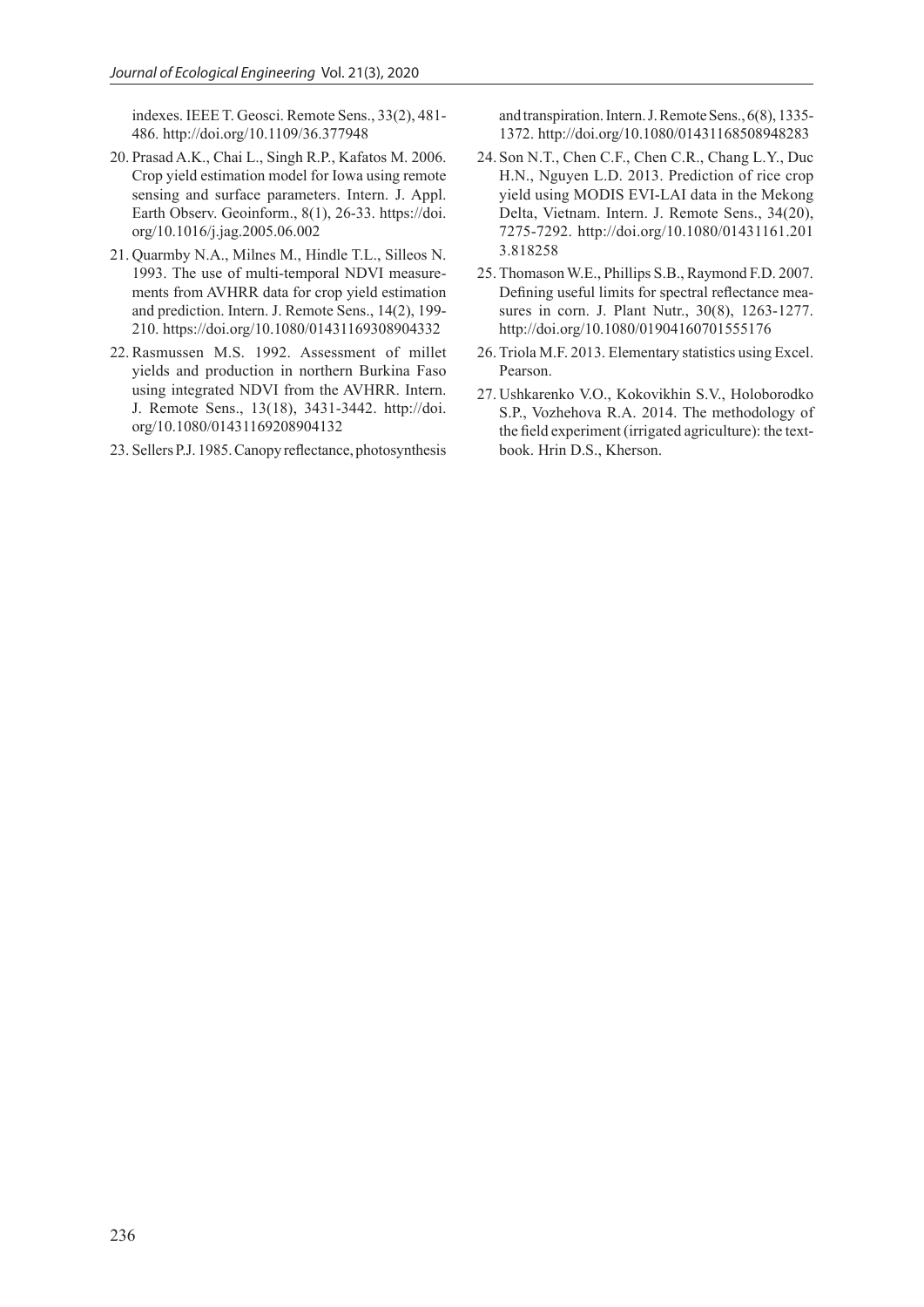indexes. IEEE T. Geosci. Remote Sens., 33(2), 481-486. http://doi.org/10.1109/36.377948

20. Prasad A.K., Chai L., Singh R.P., Kafatos M. 2006. Crop yield estimation model for Iowa using remote sensing and surface parameters. Intern. J. Appl. Earth Observ. Geoinform., 8(1), 26-33. https://doi.org/10.1016/j.jag.2005.06.002
21. Quarmby N.A., Milnes M., Hindle T.L., Silleos N. 1993. The use of multi-temporal NDVI measurements from AVHRR data for crop yield estimation and prediction. Intern. J. Remote Sens., 14(2), 199-210. https://doi.org/10.1080/01431169308904332
22. Rasmussen M.S. 1992. Assessment of millet yields and production in northern Burkina Faso using integrated NDVI from the AVHRR. Intern. J. Remote Sens., 13(18), 3431-3442. http://doi.org/10.1080/01431169208904132
23. Sellers P.J. 1985. Canopy reflectance, photosynthesis and transpiration. Intern. J. Remote Sens., 6(8), 1335-1372. http://doi.org/10.1080/01431168508948283
24. Son N.T., Chen C.F., Chen C.R., Chang L.Y., Duc H.N., Nguyen L.D. 2013. Prediction of rice crop yield using MODIS EVI-LAI data in the Mekong Delta, Vietnam. Intern. J. Remote Sens., 34(20), 7275-7292. http://doi.org/10.1080/01431161.2013.818258
25. Thomason W.E., Phillips S.B., Raymond F.D. 2007. Defining useful limits for spectral reflectance measures in corn. J. Plant Nutr., 30(8), 1263-1277. http://doi.org/10.1080/01904160701555176
26. Triola M.F. 2013. Elementary statistics using Excel. Pearson.
27. Ushkarenko V.O., Kokovikhin S.V., Holoborodko S.P., Vozhehova R.A. 2014. The methodology of the field experiment (irrigated agriculture): the textbook. Hrin D.S., Kherson.